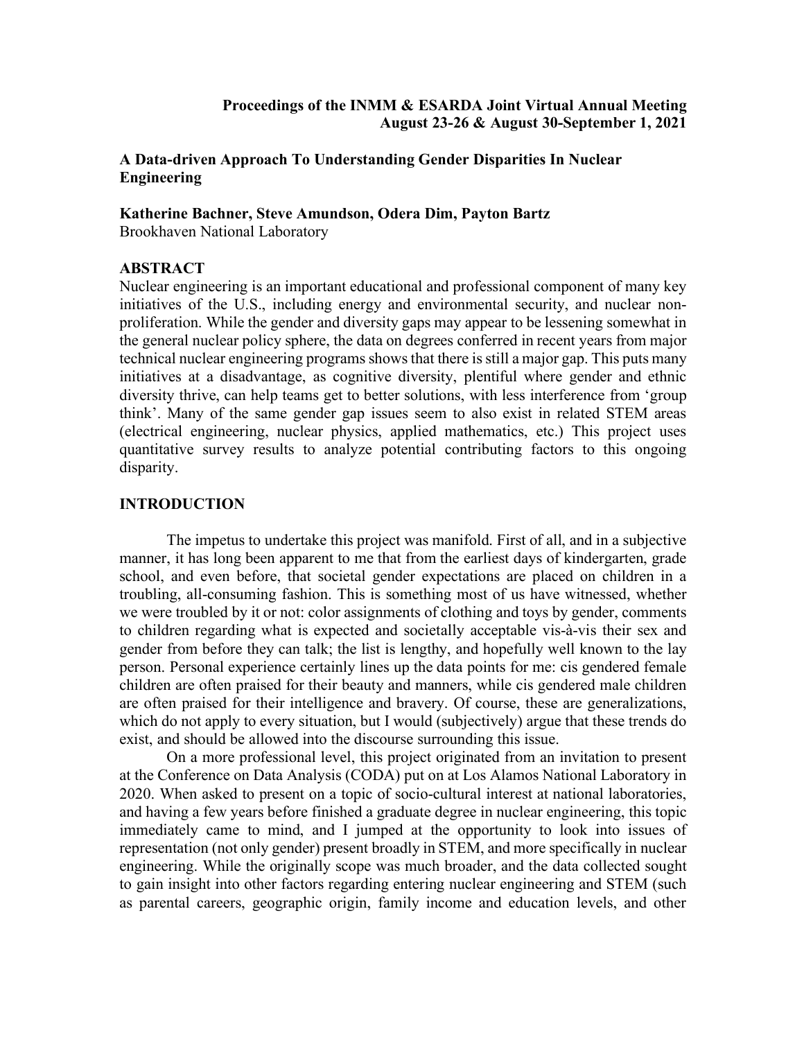**Proceedings of the INMM & ESARDA Joint Virtual Annual Meeting**
**August 23-26 & August 30-September 1, 2021**

# A Data-driven Approach To Understanding Gender Disparities In Nuclear Engineering

**Katherine Bachner, Steve Amundson, Odera Dim, Payton Bartz**
Brookhaven National Laboratory

## ABSTRACT

Nuclear engineering is an important educational and professional component of many key initiatives of the U.S., including energy and environmental security, and nuclear non-proliferation. While the gender and diversity gaps may appear to be lessening somewhat in the general nuclear policy sphere, the data on degrees conferred in recent years from major technical nuclear engineering programs shows that there is still a major gap. This puts many initiatives at a disadvantage, as cognitive diversity, plentiful where gender and ethnic diversity thrive, can help teams get to better solutions, with less interference from 'group think'. Many of the same gender gap issues seem to also exist in related STEM areas (electrical engineering, nuclear physics, applied mathematics, etc.) This project uses quantitative survey results to analyze potential contributing factors to this ongoing disparity.

## INTRODUCTION

The impetus to undertake this project was manifold. First of all, and in a subjective manner, it has long been apparent to me that from the earliest days of kindergarten, grade school, and even before, that societal gender expectations are placed on children in a troubling, all-consuming fashion. This is something most of us have witnessed, whether we were troubled by it or not: color assignments of clothing and toys by gender, comments to children regarding what is expected and societally acceptable vis-à-vis their sex and gender from before they can talk; the list is lengthy, and hopefully well known to the lay person. Personal experience certainly lines up the data points for me: cis gendered female children are often praised for their beauty and manners, while cis gendered male children are often praised for their intelligence and bravery. Of course, these are generalizations, which do not apply to every situation, but I would (subjectively) argue that these trends do exist, and should be allowed into the discourse surrounding this issue.

On a more professional level, this project originated from an invitation to present at the Conference on Data Analysis (CODA) put on at Los Alamos National Laboratory in 2020. When asked to present on a topic of socio-cultural interest at national laboratories, and having a few years before finished a graduate degree in nuclear engineering, this topic immediately came to mind, and I jumped at the opportunity to look into issues of representation (not only gender) present broadly in STEM, and more specifically in nuclear engineering. While the originally scope was much broader, and the data collected sought to gain insight into other factors regarding entering nuclear engineering and STEM (such as parental careers, geographic origin, family income and education levels, and other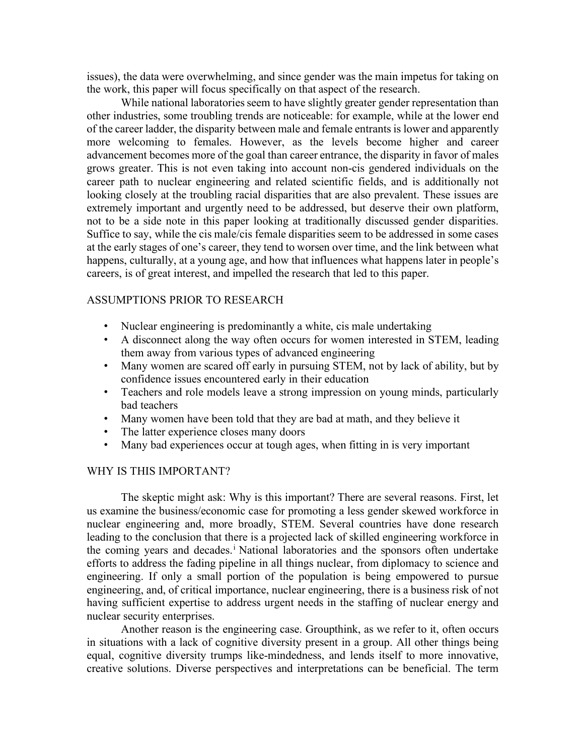issues), the data were overwhelming, and since gender was the main impetus for taking on the work, this paper will focus specifically on that aspect of the research.

While national laboratories seem to have slightly greater gender representation than other industries, some troubling trends are noticeable: for example, while at the lower end of the career ladder, the disparity between male and female entrants is lower and apparently more welcoming to females. However, as the levels become higher and career advancement becomes more of the goal than career entrance, the disparity in favor of males grows greater. This is not even taking into account non-cis gendered individuals on the career path to nuclear engineering and related scientific fields, and is additionally not looking closely at the troubling racial disparities that are also prevalent. These issues are extremely important and urgently need to be addressed, but deserve their own platform, not to be a side note in this paper looking at traditionally discussed gender disparities. Suffice to say, while the cis male/cis female disparities seem to be addressed in some cases at the early stages of one's career, they tend to worsen over time, and the link between what happens, culturally, at a young age, and how that influences what happens later in people's careers, is of great interest, and impelled the research that led to this paper.

## ASSUMPTIONS PRIOR TO RESEARCH

- Nuclear engineering is predominantly a white, cis male undertaking
- A disconnect along the way often occurs for women interested in STEM, leading them away from various types of advanced engineering
- Many women are scared off early in pursuing STEM, not by lack of ability, but by confidence issues encountered early in their education
- Teachers and role models leave a strong impression on young minds, particularly bad teachers
- Many women have been told that they are bad at math, and they believe it
- The latter experience closes many doors
- Many bad experiences occur at tough ages, when fitting in is very important

## WHY IS THIS IMPORTANT?

The skeptic might ask: Why is this important? There are several reasons. First, let us examine the business/economic case for promoting a less gender skewed workforce in nuclear engineering and, more broadly, STEM. Several countries have done research leading to the conclusion that there is a projected lack of skilled engineering workforce in the coming years and decades.[i] National laboratories and the sponsors often undertake efforts to address the fading pipeline in all things nuclear, from diplomacy to science and engineering. If only a small portion of the population is being empowered to pursue engineering, and, of critical importance, nuclear engineering, there is a business risk of not having sufficient expertise to address urgent needs in the staffing of nuclear energy and nuclear security enterprises.

Another reason is the engineering case. Groupthink, as we refer to it, often occurs in situations with a lack of cognitive diversity present in a group. All other things being equal, cognitive diversity trumps like-mindedness, and lends itself to more innovative, creative solutions. Diverse perspectives and interpretations can be beneficial. The term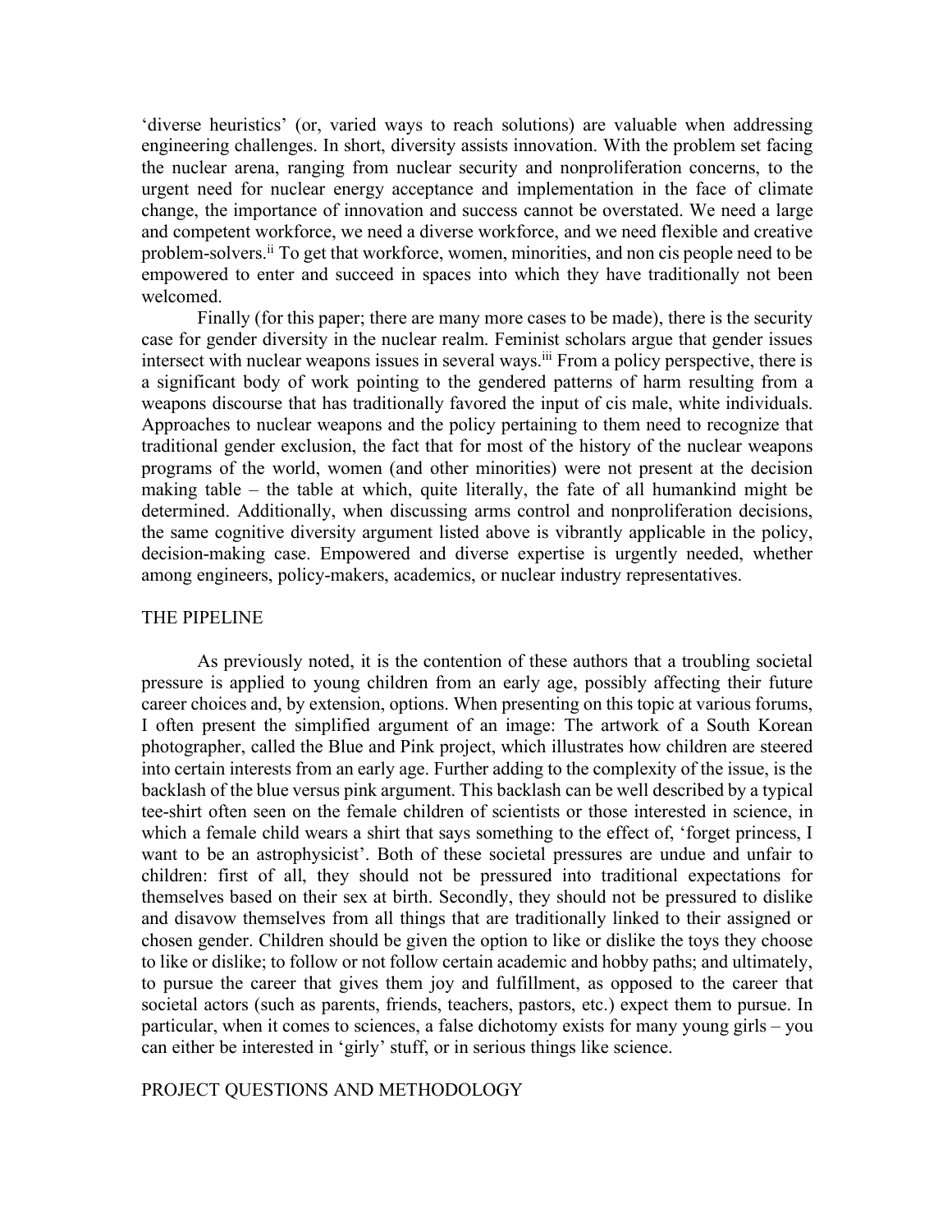'diverse heuristics' (or, varied ways to reach solutions) are valuable when addressing engineering challenges. In short, diversity assists innovation. With the problem set facing the nuclear arena, ranging from nuclear security and nonproliferation concerns, to the urgent need for nuclear energy acceptance and implementation in the face of climate change, the importance of innovation and success cannot be overstated. We need a large and competent workforce, we need a diverse workforce, and we need flexible and creative problem-solvers.[ii] To get that workforce, women, minorities, and non cis people need to be empowered to enter and succeed in spaces into which they have traditionally not been welcomed.

Finally (for this paper; there are many more cases to be made), there is the security case for gender diversity in the nuclear realm. Feminist scholars argue that gender issues intersect with nuclear weapons issues in several ways.[iii] From a policy perspective, there is a significant body of work pointing to the gendered patterns of harm resulting from a weapons discourse that has traditionally favored the input of cis male, white individuals. Approaches to nuclear weapons and the policy pertaining to them need to recognize that traditional gender exclusion, the fact that for most of the history of the nuclear weapons programs of the world, women (and other minorities) were not present at the decision making table – the table at which, quite literally, the fate of all humankind might be determined. Additionally, when discussing arms control and nonproliferation decisions, the same cognitive diversity argument listed above is vibrantly applicable in the policy, decision-making case. Empowered and diverse expertise is urgently needed, whether among engineers, policy-makers, academics, or nuclear industry representatives.

## THE PIPELINE

As previously noted, it is the contention of these authors that a troubling societal pressure is applied to young children from an early age, possibly affecting their future career choices and, by extension, options. When presenting on this topic at various forums, I often present the simplified argument of an image: The artwork of a South Korean photographer, called the Blue and Pink project, which illustrates how children are steered into certain interests from an early age. Further adding to the complexity of the issue, is the backlash of the blue versus pink argument. This backlash can be well described by a typical tee-shirt often seen on the female children of scientists or those interested in science, in which a female child wears a shirt that says something to the effect of, 'forget princess, I want to be an astrophysicist'. Both of these societal pressures are undue and unfair to children: first of all, they should not be pressured into traditional expectations for themselves based on their sex at birth. Secondly, they should not be pressured to dislike and disavow themselves from all things that are traditionally linked to their assigned or chosen gender. Children should be given the option to like or dislike the toys they choose to like or dislike; to follow or not follow certain academic and hobby paths; and ultimately, to pursue the career that gives them joy and fulfillment, as opposed to the career that societal actors (such as parents, friends, teachers, pastors, etc.) expect them to pursue. In particular, when it comes to sciences, a false dichotomy exists for many young girls – you can either be interested in 'girly' stuff, or in serious things like science.

## PROJECT QUESTIONS AND METHODOLOGY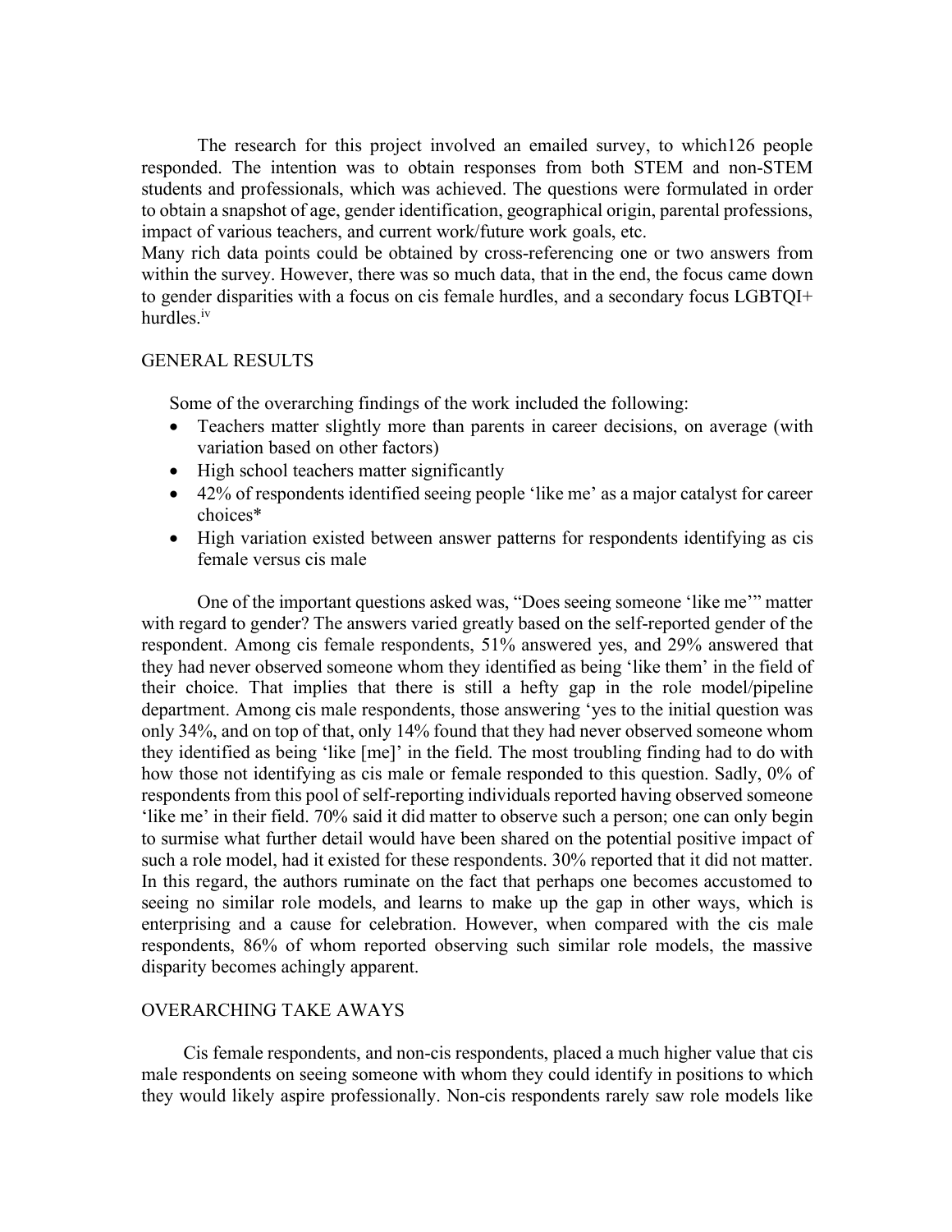The research for this project involved an emailed survey, to which126 people responded. The intention was to obtain responses from both STEM and non-STEM students and professionals, which was achieved. The questions were formulated in order to obtain a snapshot of age, gender identification, geographical origin, parental professions, impact of various teachers, and current work/future work goals, etc.
Many rich data points could be obtained by cross-referencing one or two answers from within the survey. However, there was so much data, that in the end, the focus came down to gender disparities with a focus on cis female hurdles, and a secondary focus LGBTQI+ hurdles.[iv]

## GENERAL RESULTS

Some of the overarching findings of the work included the following:

- Teachers matter slightly more than parents in career decisions, on average (with variation based on other factors)
- High school teachers matter significantly
- 42% of respondents identified seeing people 'like me' as a major catalyst for career choices*
- High variation existed between answer patterns for respondents identifying as cis female versus cis male

One of the important questions asked was, "Does seeing someone 'like me'" matter with regard to gender? The answers varied greatly based on the self-reported gender of the respondent. Among cis female respondents, 51% answered yes, and 29% answered that they had never observed someone whom they identified as being 'like them' in the field of their choice. That implies that there is still a hefty gap in the role model/pipeline department. Among cis male respondents, those answering 'yes to the initial question was only 34%, and on top of that, only 14% found that they had never observed someone whom they identified as being 'like [me]' in the field. The most troubling finding had to do with how those not identifying as cis male or female responded to this question. Sadly, 0% of respondents from this pool of self-reporting individuals reported having observed someone 'like me' in their field. 70% said it did matter to observe such a person; one can only begin to surmise what further detail would have been shared on the potential positive impact of such a role model, had it existed for these respondents. 30% reported that it did not matter. In this regard, the authors ruminate on the fact that perhaps one becomes accustomed to seeing no similar role models, and learns to make up the gap in other ways, which is enterprising and a cause for celebration. However, when compared with the cis male respondents, 86% of whom reported observing such similar role models, the massive disparity becomes achingly apparent.

## OVERARCHING TAKE AWAYS

Cis female respondents, and non-cis respondents, placed a much higher value that cis male respondents on seeing someone with whom they could identify in positions to which they would likely aspire professionally. Non-cis respondents rarely saw role models like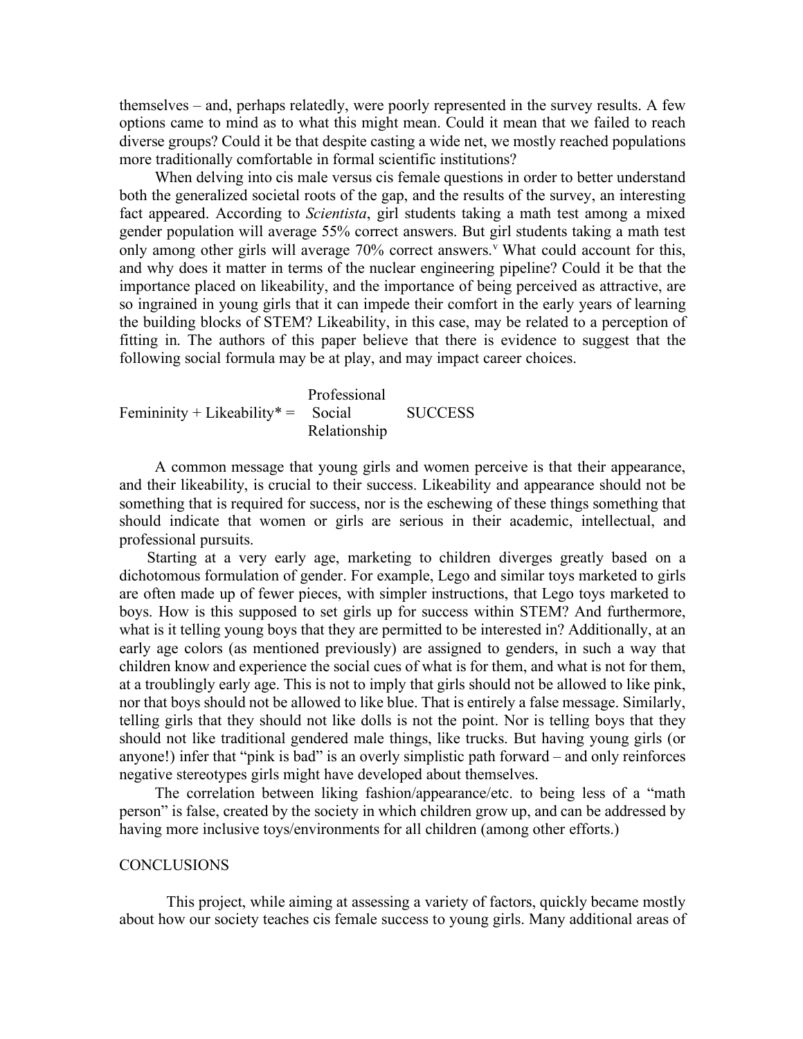themselves – and, perhaps relatedly, were poorly represented in the survey results. A few options came to mind as to what this might mean. Could it mean that we failed to reach diverse groups? Could it be that despite casting a wide net, we mostly reached populations more traditionally comfortable in formal scientific institutions?

When delving into cis male versus cis female questions in order to better understand both the generalized societal roots of the gap, and the results of the survey, an interesting fact appeared. According to *Scientista*, girl students taking a math test among a mixed gender population will average 55% correct answers. But girl students taking a math test only among other girls will average 70% correct answers.[v] What could account for this, and why does it matter in terms of the nuclear engineering pipeline? Could it be that the importance placed on likeability, and the importance of being perceived as attractive, are so ingrained in young girls that it can impede their comfort in the early years of learning the building blocks of STEM? Likeability, in this case, may be related to a perception of fitting in. The authors of this paper believe that there is evidence to suggest that the following social formula may be at play, and may impact career choices.

Femininity + Likeability* = Professional / Social / Relationship SUCCESS

A common message that young girls and women perceive is that their appearance, and their likeability, is crucial to their success. Likeability and appearance should not be something that is required for success, nor is the eschewing of these things something that should indicate that women or girls are serious in their academic, intellectual, and professional pursuits.

Starting at a very early age, marketing to children diverges greatly based on a dichotomous formulation of gender. For example, Lego and similar toys marketed to girls are often made up of fewer pieces, with simpler instructions, that Lego toys marketed to boys. How is this supposed to set girls up for success within STEM? And furthermore, what is it telling young boys that they are permitted to be interested in? Additionally, at an early age colors (as mentioned previously) are assigned to genders, in such a way that children know and experience the social cues of what is for them, and what is not for them, at a troublingly early age. This is not to imply that girls should not be allowed to like pink, nor that boys should not be allowed to like blue. That is entirely a false message. Similarly, telling girls that they should not like dolls is not the point. Nor is telling boys that they should not like traditional gendered male things, like trucks. But having young girls (or anyone!) infer that "pink is bad" is an overly simplistic path forward – and only reinforces negative stereotypes girls might have developed about themselves.

The correlation between liking fashion/appearance/etc. to being less of a "math person" is false, created by the society in which children grow up, and can be addressed by having more inclusive toys/environments for all children (among other efforts.)

## CONCLUSIONS

This project, while aiming at assessing a variety of factors, quickly became mostly about how our society teaches cis female success to young girls. Many additional areas of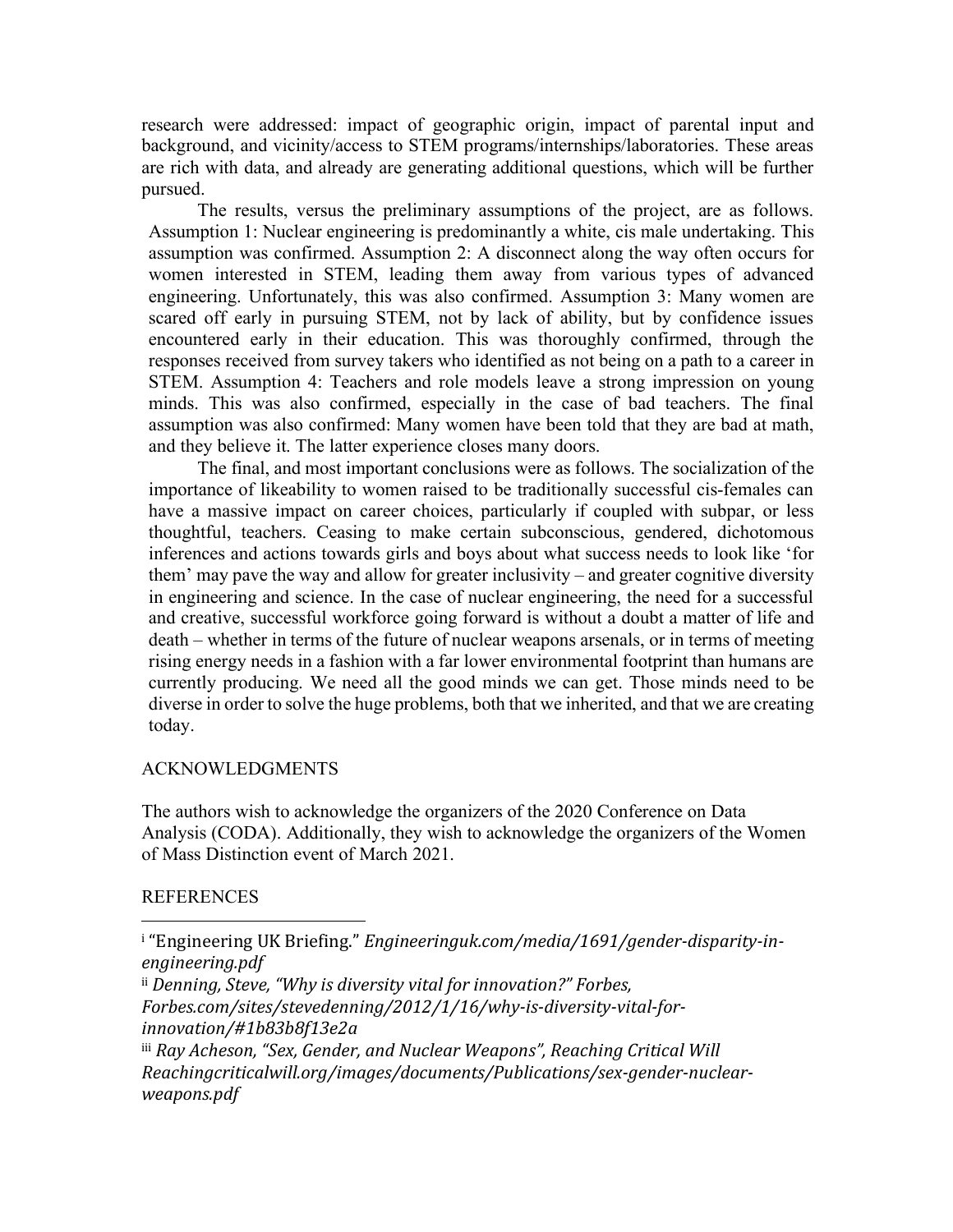research were addressed: impact of geographic origin, impact of parental input and background, and vicinity/access to STEM programs/internships/laboratories. These areas are rich with data, and already are generating additional questions, which will be further pursued.

The results, versus the preliminary assumptions of the project, are as follows. Assumption 1: Nuclear engineering is predominantly a white, cis male undertaking. This assumption was confirmed. Assumption 2: A disconnect along the way often occurs for women interested in STEM, leading them away from various types of advanced engineering. Unfortunately, this was also confirmed. Assumption 3: Many women are scared off early in pursuing STEM, not by lack of ability, but by confidence issues encountered early in their education. This was thoroughly confirmed, through the responses received from survey takers who identified as not being on a path to a career in STEM. Assumption 4: Teachers and role models leave a strong impression on young minds. This was also confirmed, especially in the case of bad teachers. The final assumption was also confirmed: Many women have been told that they are bad at math, and they believe it. The latter experience closes many doors.

The final, and most important conclusions were as follows. The socialization of the importance of likeability to women raised to be traditionally successful cis-females can have a massive impact on career choices, particularly if coupled with subpar, or less thoughtful, teachers. Ceasing to make certain subconscious, gendered, dichotomous inferences and actions towards girls and boys about what success needs to look like 'for them' may pave the way and allow for greater inclusivity – and greater cognitive diversity in engineering and science. In the case of nuclear engineering, the need for a successful and creative, successful workforce going forward is without a doubt a matter of life and death – whether in terms of the future of nuclear weapons arsenals, or in terms of meeting rising energy needs in a fashion with a far lower environmental footprint than humans are currently producing. We need all the good minds we can get. Those minds need to be diverse in order to solve the huge problems, both that we inherited, and that we are creating today.

## ACKNOWLEDGMENTS

The authors wish to acknowledge the organizers of the 2020 Conference on Data Analysis (CODA). Additionally, they wish to acknowledge the organizers of the Women of Mass Distinction event of March 2021.

## REFERENCES

---

[i] "Engineering UK Briefing." *Engineeringuk.com/media/1691/gender-disparity-in-engineering.pdf*

[ii] *Denning, Steve, "Why is diversity vital for innovation?" Forbes, Forbes.com/sites/stevedenning/2012/1/16/why-is-diversity-vital-for-innovation/#1b83b8f13e2a*

[iii] *Ray Acheson, "Sex, Gender, and Nuclear Weapons", Reaching Critical Will Reachingcriticalwill.org/images/documents/Publications/sex-gender-nuclear-weapons.pdf*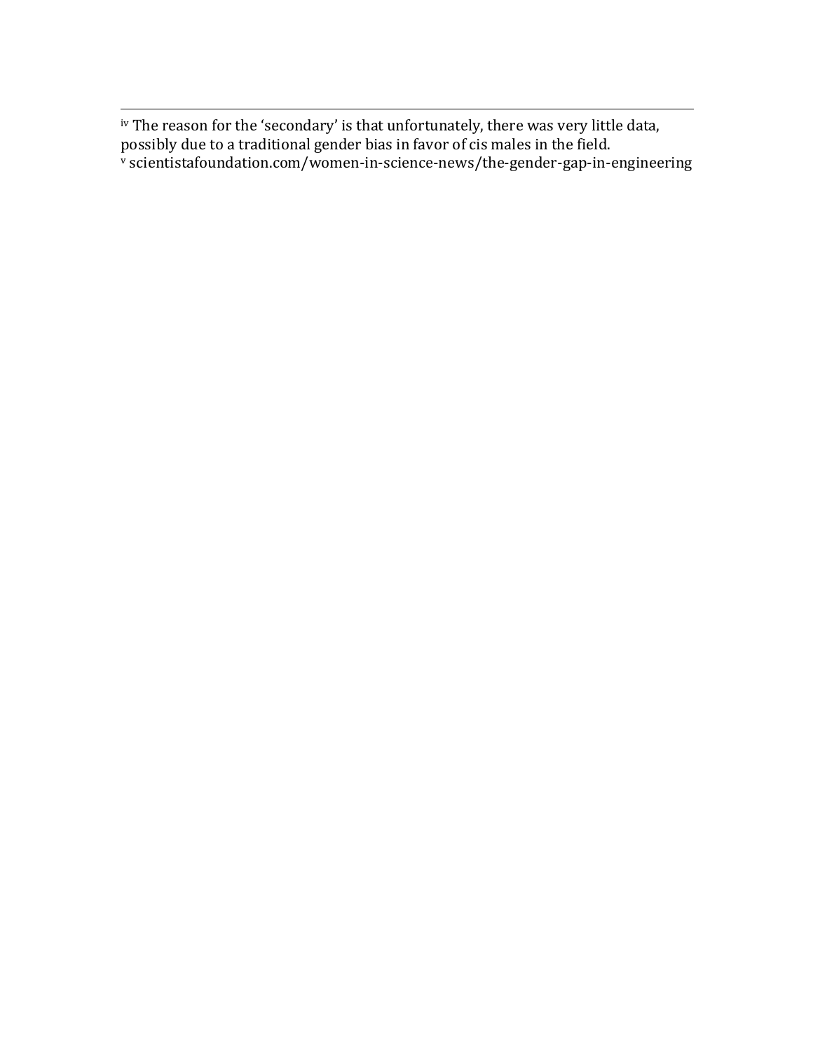[iv] The reason for the 'secondary' is that unfortunately, there was very little data, possibly due to a traditional gender bias in favor of cis males in the field.

[v] scientistafoundation.com/women-in-science-news/the-gender-gap-in-engineering